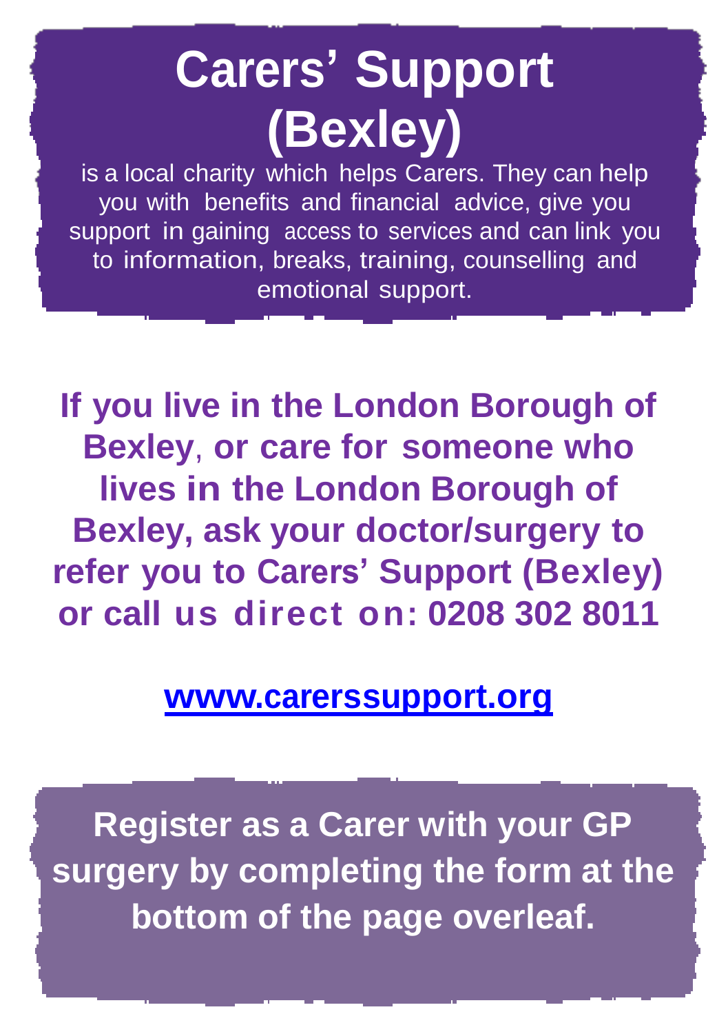# Carers' Support (Bexley)

is a local charity which helps Carers. They can help you with benefits and financial advice, give you support in gaining access to services and can link you to information, breaks, training, counselling and emotional support.

**If you live in the London Borough of Bexley, or care for someone who lives in the London Borough of Bexley, ask your doctor/surgery to refer you to Carers' Support (Bexley) or call us direct on: 0208 302 8011**

**[www.carerssupport.org](http://www.carerssupport.org)**

**Register as a Carer with your GP surgery by completing the form at the bottom of the page overleaf.**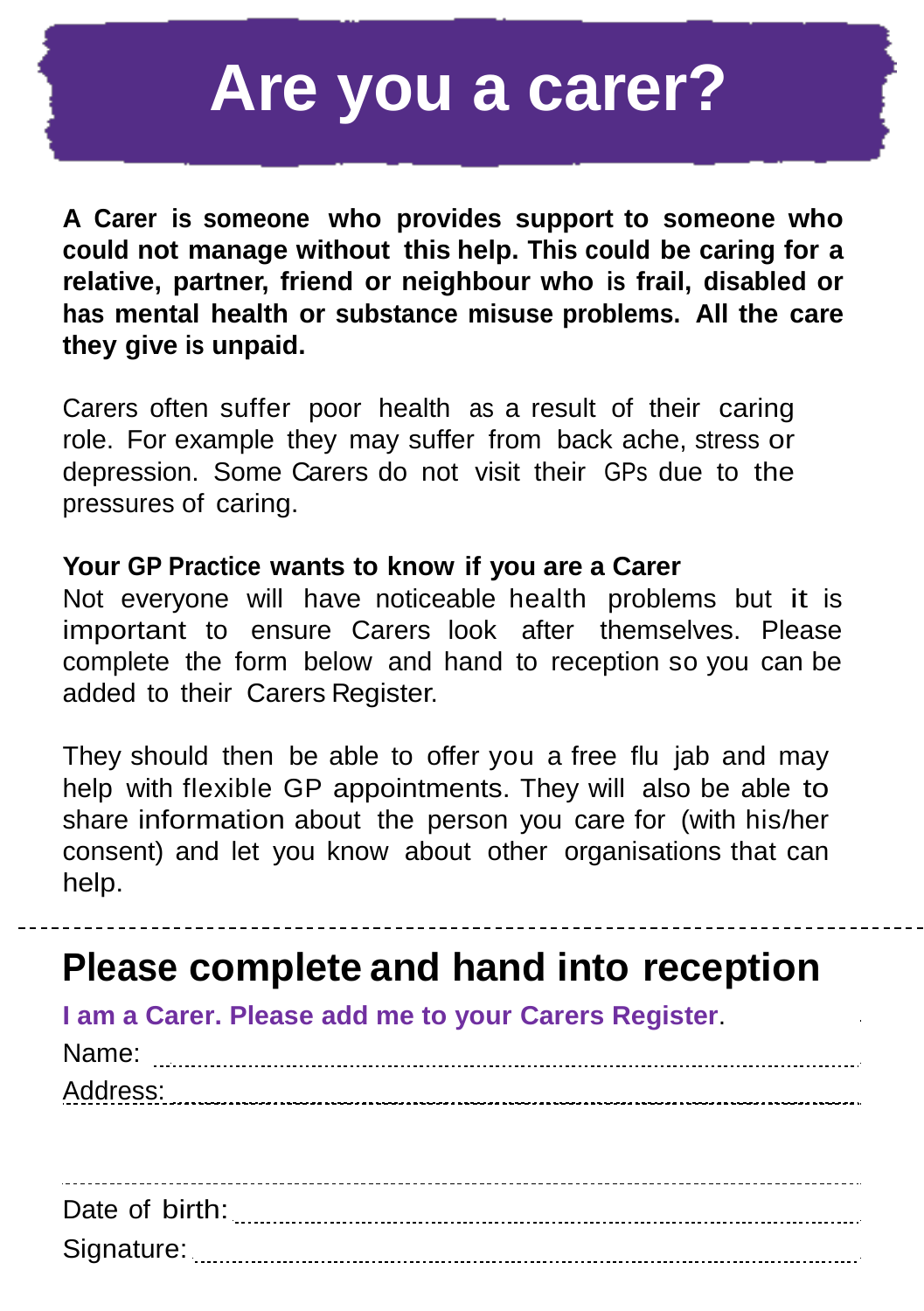# Are you a carer?

**A Carer is someone who provides support to someone who could not manage without this help. This could be caring for a relative, partner, friend or neighbour who is frail, disabled or has mental health or substance misuse problems. All the care they give is unpaid.**

Carers often suffer poor health as a result of their caring role. For example they may suffer from back ache, stress or depression. Some Carers do not visit their GPs due to the pressures of caring.

**Your GP Practice wants to know if you are a Carer**

Not everyone will have noticeable health problems but it is important to ensure Carers look after themselves. Please complete the form below and hand to reception so you can be added to their Carers Register.

They should then be able to offer you a free flu jab and may help with flexible GP appointments. They will also be able to share information about the person you care for (with his/her consent) and let you know about other organisations that can help.

---

## Please complete and hand into reception

**I am a Carer. Please add me to your Carers Register.**

Name: ..............................................................................................................

Address: ..............................................................................................................

..............................................................................................................

Date of birth: ..............................................................................................................

Signature: ..............................................................................................................